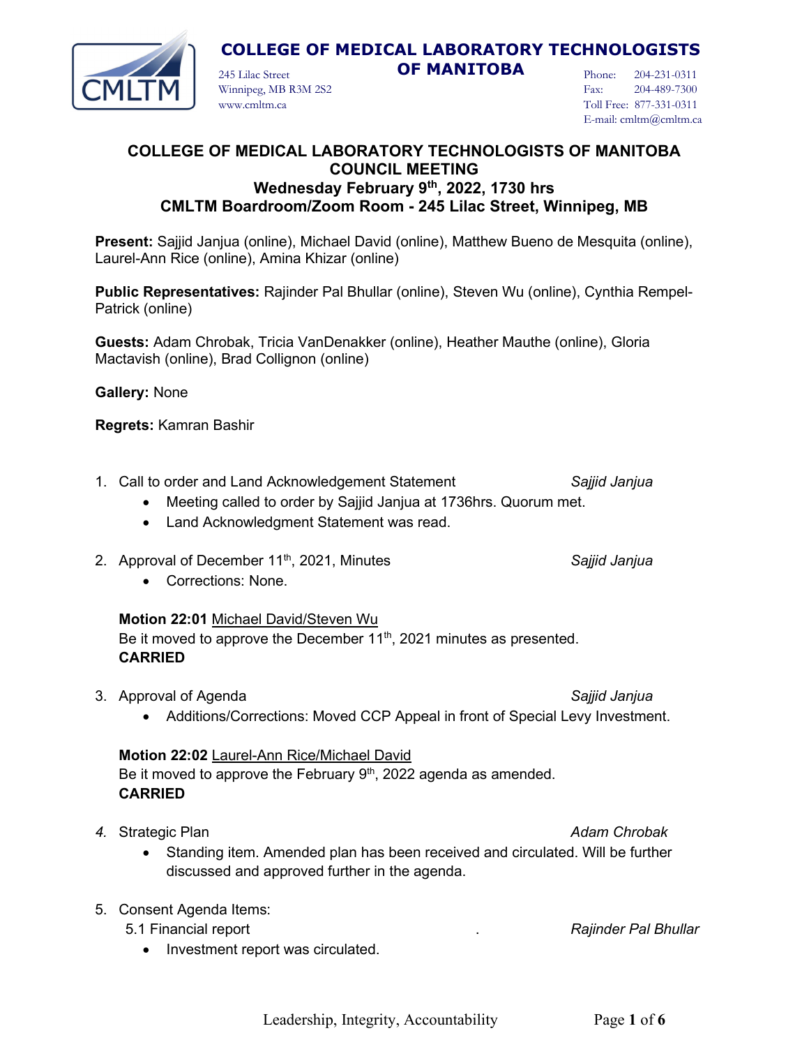**COLLEGE OF MEDICAL LABORATORY TECHNOLOGISTS OF MANITOBA**

245 Lilac Street
Winnipeg, MB R3M 2S2
www.cmltm.ca

Phone: 204-231-0311
Fax: 204-489-7300
Toll Free: 877-331-0311
E-mail: cmltm@cmltm.ca

# COLLEGE OF MEDICAL LABORATORY TECHNOLOGISTS OF MANITOBA
## COUNCIL MEETING
### Wednesday February 9th, 2022, 1730 hrs
### CMLTM Boardroom/Zoom Room - 245 Lilac Street, Winnipeg, MB

**Present:** Sajjid Janjua (online), Michael David (online), Matthew Bueno de Mesquita (online), Laurel-Ann Rice (online), Amina Khizar (online)

**Public Representatives:** Rajinder Pal Bhullar (online), Steven Wu (online), Cynthia Rempel-Patrick (online)

**Guests:** Adam Chrobak, Tricia VanDenakker (online), Heather Mauthe (online), Gloria Mactavish (online), Brad Collignon (online)

**Gallery:** None

**Regrets:** Kamran Bashir

1. Call to order and Land Acknowledgement Statement *Sajjid Janjua*
   - Meeting called to order by Sajjid Janjua at 1736hrs. Quorum met.
   - Land Acknowledgment Statement was read.

2. Approval of December 11th, 2021, Minutes *Sajjid Janjua*
   - Corrections: None.

   **Motion 22:01** Michael David/Steven Wu
   Be it moved to approve the December 11th, 2021 minutes as presented.
   **CARRIED**

3. Approval of Agenda *Sajjid Janjua*
   - Additions/Corrections: Moved CCP Appeal in front of Special Levy Investment.

   **Motion 22:02** Laurel-Ann Rice/Michael David
   Be it moved to approve the February 9th, 2022 agenda as amended.
   **CARRIED**

4. Strategic Plan *Adam Chrobak*
   - Standing item. Amended plan has been received and circulated. Will be further discussed and approved further in the agenda.

5. Consent Agenda Items:
   5.1 Financial report . *Rajinder Pal Bhullar*
   - Investment report was circulated.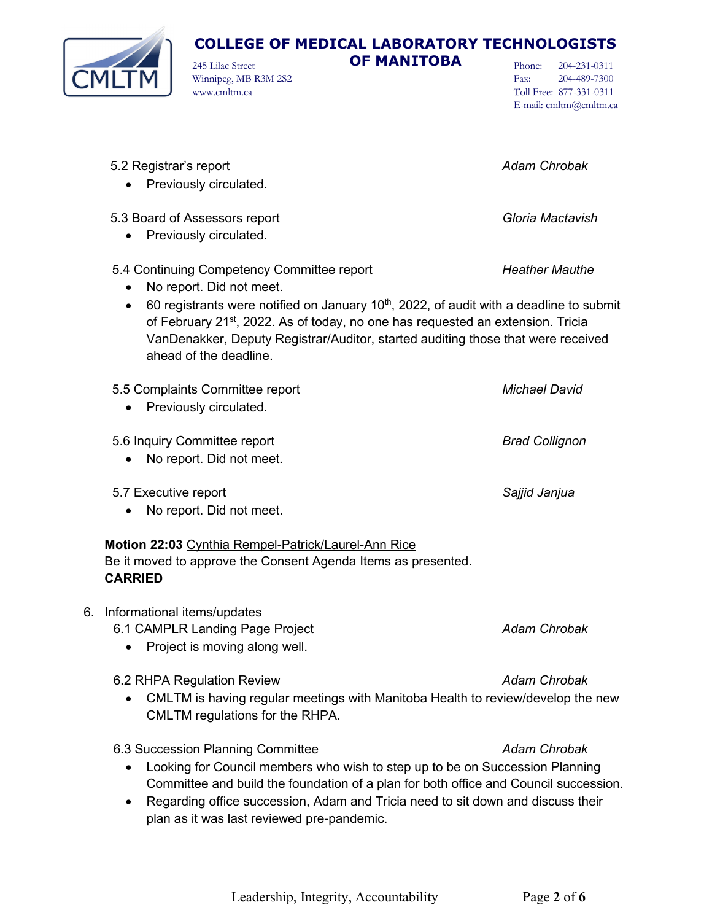5.2 Registrar's report *Adam Chrobak*

- Previously circulated.

5.3 Board of Assessors report *Gloria Mactavish*

- Previously circulated.

5.4 Continuing Competency Committee report *Heather Mauthe*

- No report. Did not meet.
- 60 registrants were notified on January 10th, 2022, of audit with a deadline to submit of February 21st, 2022. As of today, no one has requested an extension. Tricia VanDenakker, Deputy Registrar/Auditor, started auditing those that were received ahead of the deadline.

5.5 Complaints Committee report *Michael David*

- Previously circulated.

5.6 Inquiry Committee report *Brad Collignon*

- No report. Did not meet.

5.7 Executive report *Sajjid Janjua*

- No report. Did not meet.

**Motion 22:03** Cynthia Rempel-Patrick/Laurel-Ann Rice
Be it moved to approve the Consent Agenda Items as presented.
**CARRIED**

6. Informational items/updates

6.1 CAMPLR Landing Page Project *Adam Chrobak*

- Project is moving along well.

6.2 RHPA Regulation Review *Adam Chrobak*

- CMLTM is having regular meetings with Manitoba Health to review/develop the new CMLTM regulations for the RHPA.

6.3 Succession Planning Committee *Adam Chrobak*

- Looking for Council members who wish to step up to be on Succession Planning Committee and build the foundation of a plan for both office and Council succession.
- Regarding office succession, Adam and Tricia need to sit down and discuss their plan as it was last reviewed pre-pandemic.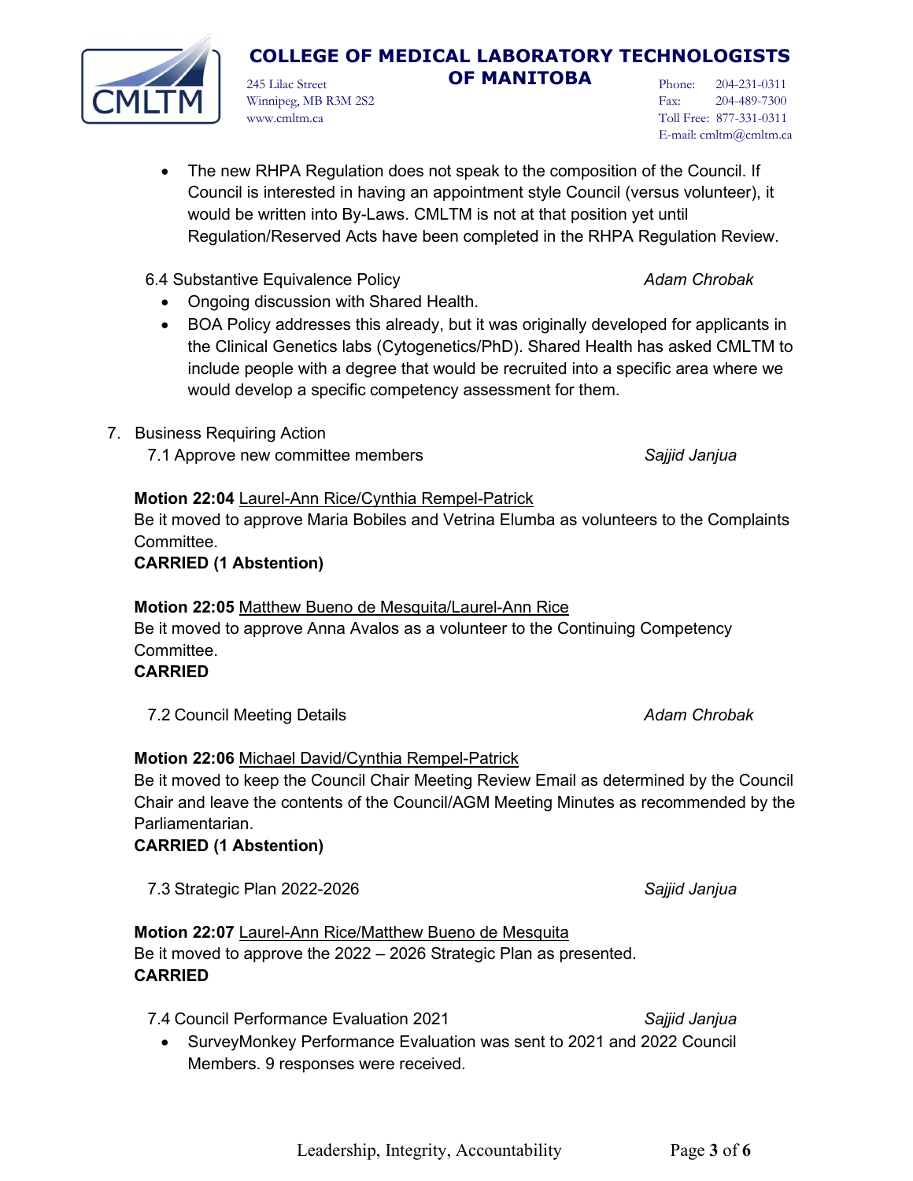- The new RHPA Regulation does not speak to the composition of the Council. If Council is interested in having an appointment style Council (versus volunteer), it would be written into By-Laws. CMLTM is not at that position yet until Regulation/Reserved Acts have been completed in the RHPA Regulation Review.

6.4 Substantive Equivalence Policy *Adam Chrobak*

- Ongoing discussion with Shared Health.
- BOA Policy addresses this already, but it was originally developed for applicants in the Clinical Genetics labs (Cytogenetics/PhD). Shared Health has asked CMLTM to include people with a degree that would be recruited into a specific area where we would develop a specific competency assessment for them.

7. Business Requiring Action

7.1 Approve new committee members *Sajjid Janjua*

**Motion 22:04** Laurel-Ann Rice/Cynthia Rempel-Patrick
Be it moved to approve Maria Bobiles and Vetrina Elumba as volunteers to the Complaints Committee.
**CARRIED (1 Abstention)**

**Motion 22:05** Matthew Bueno de Mesquita/Laurel-Ann Rice
Be it moved to approve Anna Avalos as a volunteer to the Continuing Competency Committee.
**CARRIED**

7.2 Council Meeting Details *Adam Chrobak*

**Motion 22:06** Michael David/Cynthia Rempel-Patrick
Be it moved to keep the Council Chair Meeting Review Email as determined by the Council Chair and leave the contents of the Council/AGM Meeting Minutes as recommended by the Parliamentarian.
**CARRIED (1 Abstention)**

7.3 Strategic Plan 2022-2026 *Sajjid Janjua*

**Motion 22:07** Laurel-Ann Rice/Matthew Bueno de Mesquita
Be it moved to approve the 2022 – 2026 Strategic Plan as presented.
**CARRIED**

7.4 Council Performance Evaluation 2021 *Sajjid Janjua*

- SurveyMonkey Performance Evaluation was sent to 2021 and 2022 Council Members. 9 responses were received.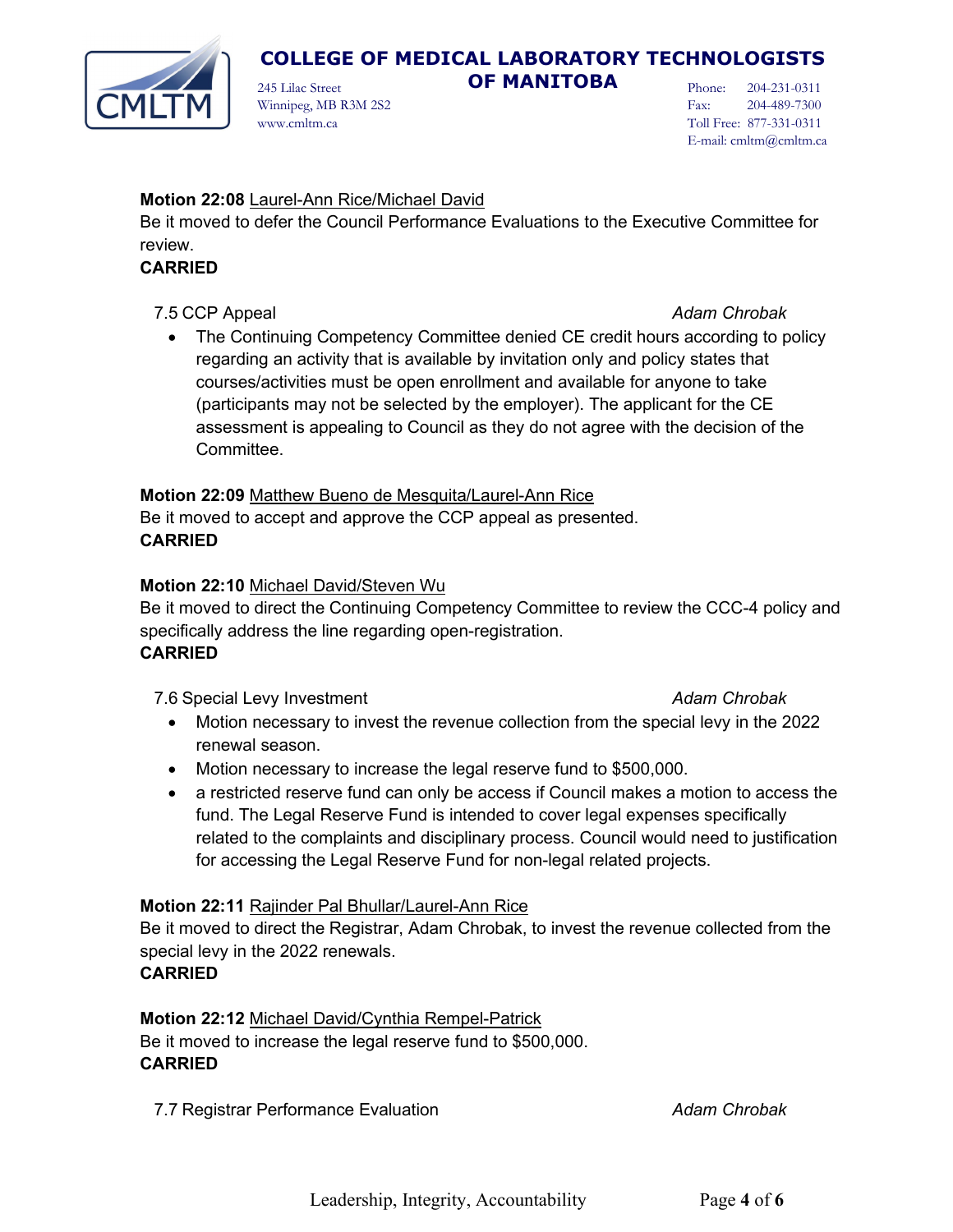**Motion 22:08** Laurel-Ann Rice/Michael David
Be it moved to defer the Council Performance Evaluations to the Executive Committee for review.
**CARRIED**

7.5 CCP Appeal *Adam Chrobak*

- The Continuing Competency Committee denied CE credit hours according to policy regarding an activity that is available by invitation only and policy states that courses/activities must be open enrollment and available for anyone to take (participants may not be selected by the employer). The applicant for the CE assessment is appealing to Council as they do not agree with the decision of the Committee.

**Motion 22:09** Matthew Bueno de Mesquita/Laurel-Ann Rice
Be it moved to accept and approve the CCP appeal as presented.
**CARRIED**

**Motion 22:10** Michael David/Steven Wu
Be it moved to direct the Continuing Competency Committee to review the CCC-4 policy and specifically address the line regarding open-registration.
**CARRIED**

7.6 Special Levy Investment *Adam Chrobak*

- Motion necessary to invest the revenue collection from the special levy in the 2022 renewal season.
- Motion necessary to increase the legal reserve fund to $500,000.
- a restricted reserve fund can only be access if Council makes a motion to access the fund. The Legal Reserve Fund is intended to cover legal expenses specifically related to the complaints and disciplinary process. Council would need to justification for accessing the Legal Reserve Fund for non-legal related projects.

**Motion 22:11** Rajinder Pal Bhullar/Laurel-Ann Rice
Be it moved to direct the Registrar, Adam Chrobak, to invest the revenue collected from the special levy in the 2022 renewals.
**CARRIED**

**Motion 22:12** Michael David/Cynthia Rempel-Patrick
Be it moved to increase the legal reserve fund to $500,000.
**CARRIED**

7.7 Registrar Performance Evaluation *Adam Chrobak*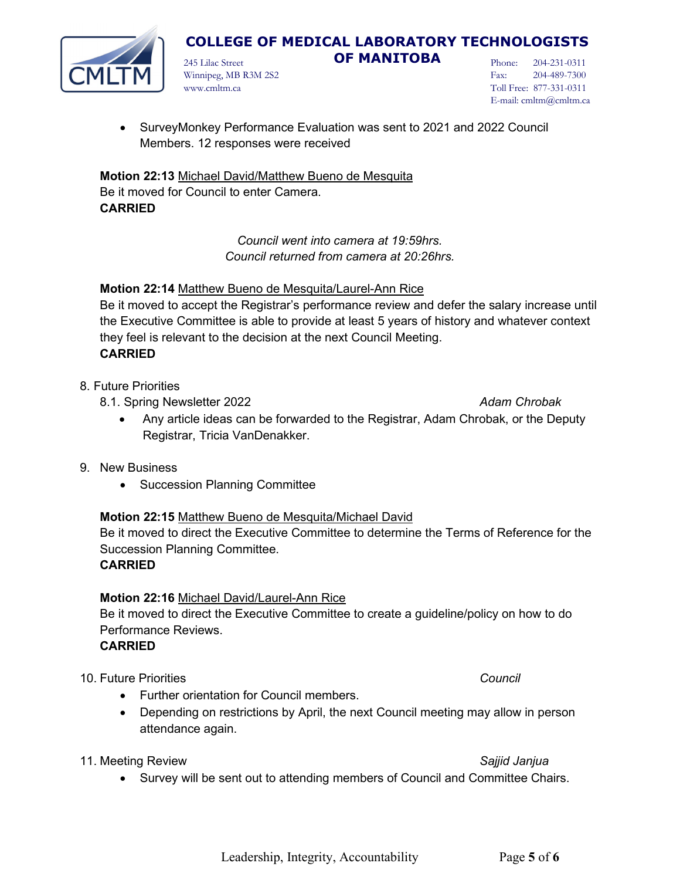- SurveyMonkey Performance Evaluation was sent to 2021 and 2022 Council Members. 12 responses were received

**Motion 22:13** Michael David/Matthew Bueno de Mesquita
Be it moved for Council to enter Camera.
**CARRIED**

*Council went into camera at 19:59hrs.*
*Council returned from camera at 20:26hrs.*

**Motion 22:14** Matthew Bueno de Mesquita/Laurel-Ann Rice
Be it moved to accept the Registrar's performance review and defer the salary increase until the Executive Committee is able to provide at least 5 years of history and whatever context they feel is relevant to the decision at the next Council Meeting.
**CARRIED**

8. Future Priorities
   8.1. Spring Newsletter 2022 — *Adam Chrobak*
   - Any article ideas can be forwarded to the Registrar, Adam Chrobak, or the Deputy Registrar, Tricia VanDenakker.

9. New Business
   - Succession Planning Committee

**Motion 22:15** Matthew Bueno de Mesquita/Michael David
Be it moved to direct the Executive Committee to determine the Terms of Reference for the Succession Planning Committee.
**CARRIED**

**Motion 22:16** Michael David/Laurel-Ann Rice
Be it moved to direct the Executive Committee to create a guideline/policy on how to do Performance Reviews.
**CARRIED**

10. Future Priorities — *Council*
    - Further orientation for Council members.
    - Depending on restrictions by April, the next Council meeting may allow in person attendance again.

11. Meeting Review — *Sajjid Janjua*
    - Survey will be sent out to attending members of Council and Committee Chairs.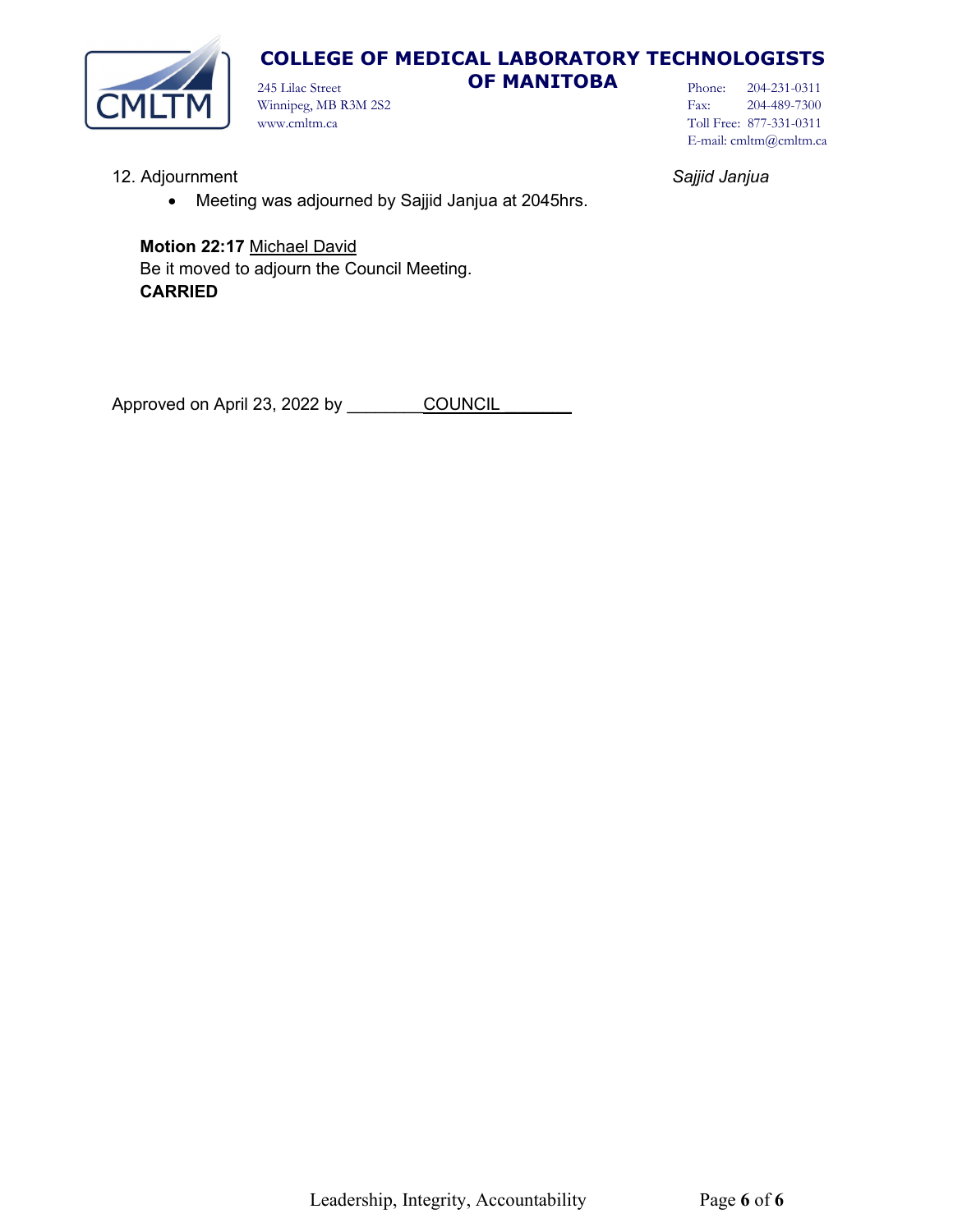12. Adjournment *Sajjid Janjua*

- Meeting was adjourned by Sajjid Janjua at 2045hrs.

**Motion 22:17** Michael David
Be it moved to adjourn the Council Meeting.
**CARRIED**

Approved on April 23, 2022 by ________COUNCIL________